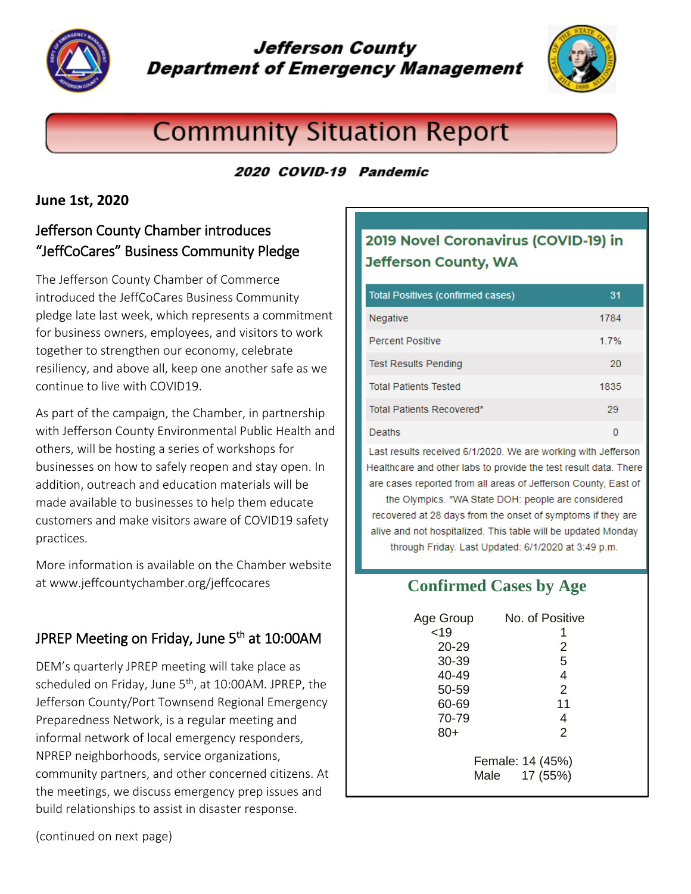# Jefferson County Department of Emergency Management

# Community Situation Report

***2020 COVID-19 Pandemic***

**June 1st, 2020**

## Jefferson County Chamber introduces "JeffCoCares" Business Community Pledge

The Jefferson County Chamber of Commerce introduced the JeffCoCares Business Community pledge late last week, which represents a commitment for business owners, employees, and visitors to work together to strengthen our economy, celebrate resiliency, and above all, keep one another safe as we continue to live with COVID19.

As part of the campaign, the Chamber, in partnership with Jefferson County Environmental Public Health and others, will be hosting a series of workshops for businesses on how to safely reopen and stay open. In addition, outreach and education materials will be made available to businesses to help them educate customers and make visitors aware of COVID19 safety practices.

More information is available on the Chamber website at www.jeffcountychamber.org/jeffcocares

## JPREP Meeting on Friday, June 5th at 10:00AM

DEM's quarterly JPREP meeting will take place as scheduled on Friday, June 5th, at 10:00AM. JPREP, the Jefferson County/Port Townsend Regional Emergency Preparedness Network, is a regular meeting and informal network of local emergency responders, NPREP neighborhoods, service organizations, community partners, and other concerned citizens. At the meetings, we discuss emergency prep issues and build relationships to assist in disaster response.

(continued on next page)

## 2019 Novel Coronavirus (COVID-19) in Jefferson County, WA

| Total Positives (confirmed cases) | 31 |
|---|---|
| Negative | 1784 |
| Percent Positive | 1.7% |
| Test Results Pending | 20 |
| Total Patients Tested | 1835 |
| Total Patients Recovered* | 29 |
| Deaths | 0 |

Last results received 6/1/2020. We are working with Jefferson Healthcare and other labs to provide the test result data. There are cases reported from all areas of Jefferson County, East of the Olympics. *WA State DOH: people are considered recovered at 28 days from the onset of symptoms if they are alive and not hospitalized. This table will be updated Monday through Friday. Last Updated: 6/1/2020 at 3:49 p.m.

## Confirmed Cases by Age

| Age Group | No. of Positive |
|---|---|
| <19 | 1 |
| 20-29 | 2 |
| 30-39 | 5 |
| 40-49 | 4 |
| 50-59 | 2 |
| 60-69 | 11 |
| 70-79 | 4 |
| 80+ | 2 |

Female: 14 (45%)
Male 17 (55%)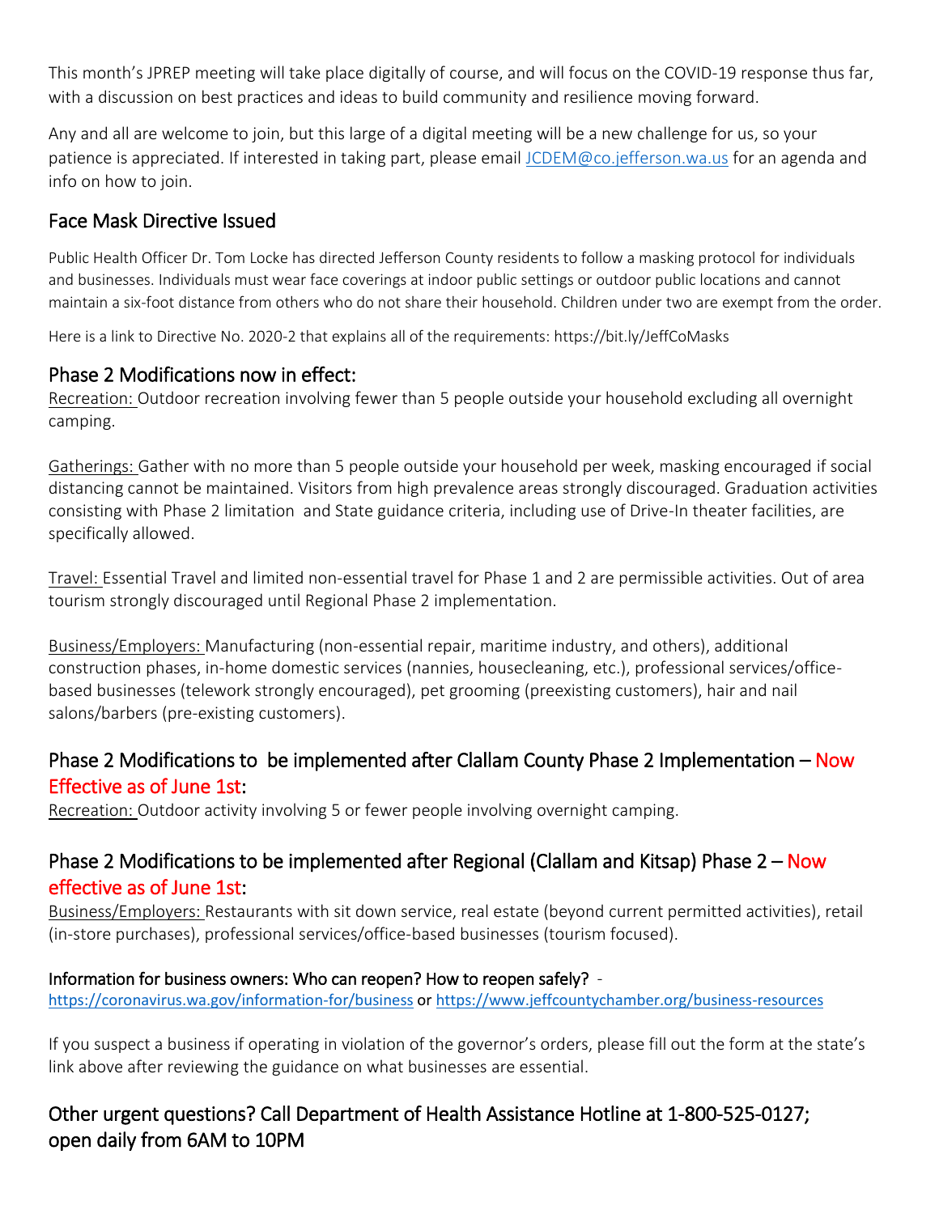This month's JPREP meeting will take place digitally of course, and will focus on the COVID-19 response thus far, with a discussion on best practices and ideas to build community and resilience moving forward.

Any and all are welcome to join, but this large of a digital meeting will be a new challenge for us, so your patience is appreciated. If interested in taking part, please email JCDEM@co.jefferson.wa.us for an agenda and info on how to join.

## Face Mask Directive Issued

Public Health Officer Dr. Tom Locke has directed Jefferson County residents to follow a masking protocol for individuals and businesses. Individuals must wear face coverings at indoor public settings or outdoor public locations and cannot maintain a six-foot distance from others who do not share their household. Children under two are exempt from the order.

Here is a link to Directive No. 2020-2 that explains all of the requirements: https://bit.ly/JeffCoMasks

## Phase 2 Modifications now in effect:

Recreation: Outdoor recreation involving fewer than 5 people outside your household excluding all overnight camping.

Gatherings: Gather with no more than 5 people outside your household per week, masking encouraged if social distancing cannot be maintained. Visitors from high prevalence areas strongly discouraged. Graduation activities consisting with Phase 2 limitation and State guidance criteria, including use of Drive-In theater facilities, are specifically allowed.

Travel: Essential Travel and limited non-essential travel for Phase 1 and 2 are permissible activities. Out of area tourism strongly discouraged until Regional Phase 2 implementation.

Business/Employers: Manufacturing (non-essential repair, maritime industry, and others), additional construction phases, in-home domestic services (nannies, housecleaning, etc.), professional services/office-based businesses (telework strongly encouraged), pet grooming (preexisting customers), hair and nail salons/barbers (pre-existing customers).

## Phase 2 Modifications to be implemented after Clallam County Phase 2 Implementation – Now Effective as of June 1st:

Recreation: Outdoor activity involving 5 or fewer people involving overnight camping.

## Phase 2 Modifications to be implemented after Regional (Clallam and Kitsap) Phase 2 – Now effective as of June 1st:

Business/Employers: Restaurants with sit down service, real estate (beyond current permitted activities), retail (in-store purchases), professional services/office-based businesses (tourism focused).

### Information for business owners: Who can reopen? How to reopen safely? -

https://coronavirus.wa.gov/information-for/business or https://www.jeffcountychamber.org/business-resources

If you suspect a business if operating in violation of the governor's orders, please fill out the form at the state's link above after reviewing the guidance on what businesses are essential.

## Other urgent questions? Call Department of Health Assistance Hotline at 1-800-525-0127; open daily from 6AM to 10PM